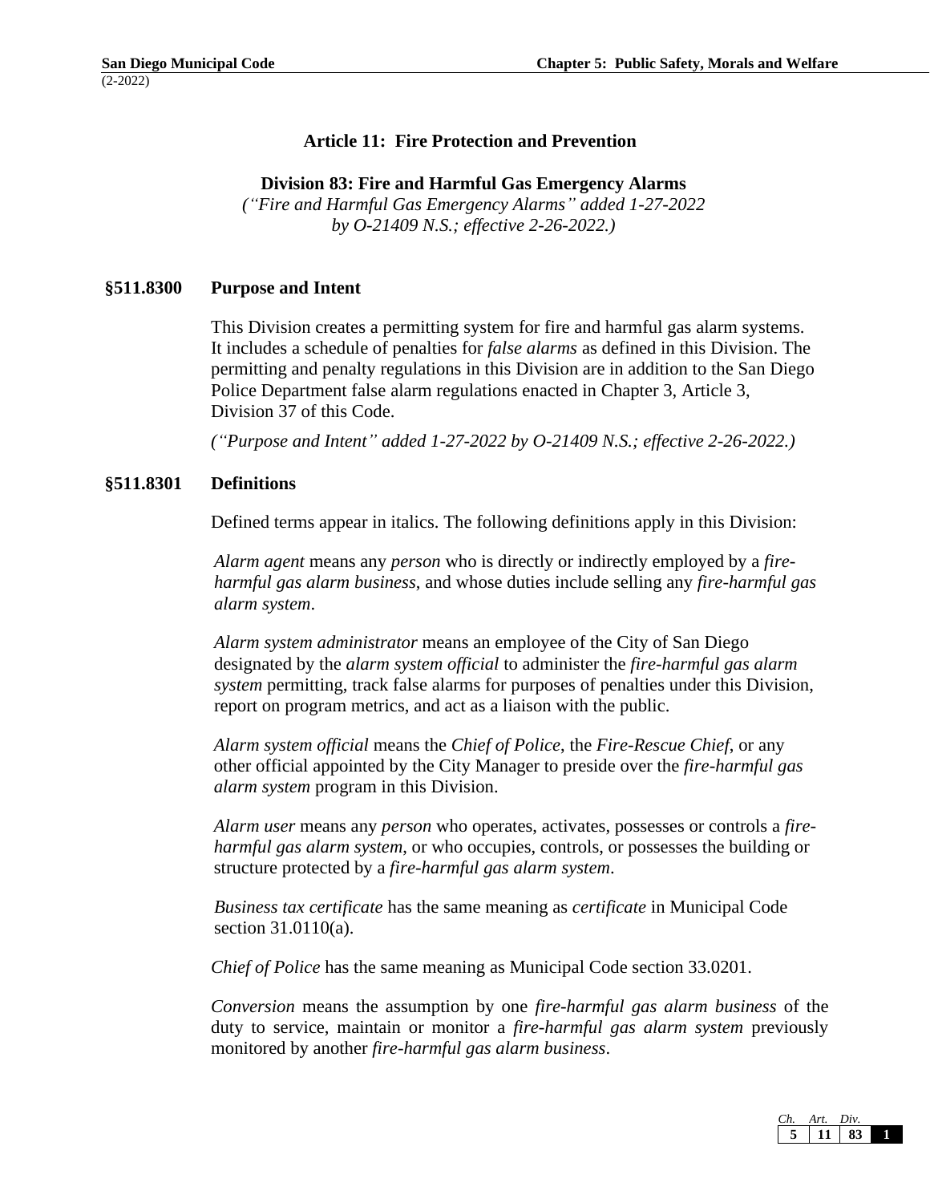## Article 11: Fire Protection and Prevention

### Division 83: Fire and Harmful Gas Emergency Alarms

*("Fire and Harmful Gas Emergency Alarms" added 1-27-2022 by O-21409 N.S.; effective 2-26-2022.)*

### §511.8300 Purpose and Intent

This Division creates a permitting system for fire and harmful gas alarm systems. It includes a schedule of penalties for *false alarms* as defined in this Division. The permitting and penalty regulations in this Division are in addition to the San Diego Police Department false alarm regulations enacted in Chapter 3, Article 3, Division 37 of this Code.

*("Purpose and Intent" added 1-27-2022 by O-21409 N.S.; effective 2-26-2022.)*

### §511.8301 Definitions

Defined terms appear in italics. The following definitions apply in this Division:

*Alarm agent* means any *person* who is directly or indirectly employed by a *fire-harmful gas alarm business*, and whose duties include selling any *fire-harmful gas alarm system*.

*Alarm system administrator* means an employee of the City of San Diego designated by the *alarm system official* to administer the *fire-harmful gas alarm system* permitting, track false alarms for purposes of penalties under this Division, report on program metrics, and act as a liaison with the public.

*Alarm system official* means the *Chief of Police*, the *Fire-Rescue Chief*, or any other official appointed by the City Manager to preside over the *fire-harmful gas alarm system* program in this Division.

*Alarm user* means any *person* who operates, activates, possesses or controls a *fire-harmful gas alarm system*, or who occupies, controls, or possesses the building or structure protected by a *fire-harmful gas alarm system*.

*Business tax certificate* has the same meaning as *certificate* in Municipal Code section 31.0110(a).

*Chief of Police* has the same meaning as Municipal Code section 33.0201.

*Conversion* means the assumption by one *fire-harmful gas alarm business* of the duty to service, maintain or monitor a *fire-harmful gas alarm system* previously monitored by another *fire-harmful gas alarm business*.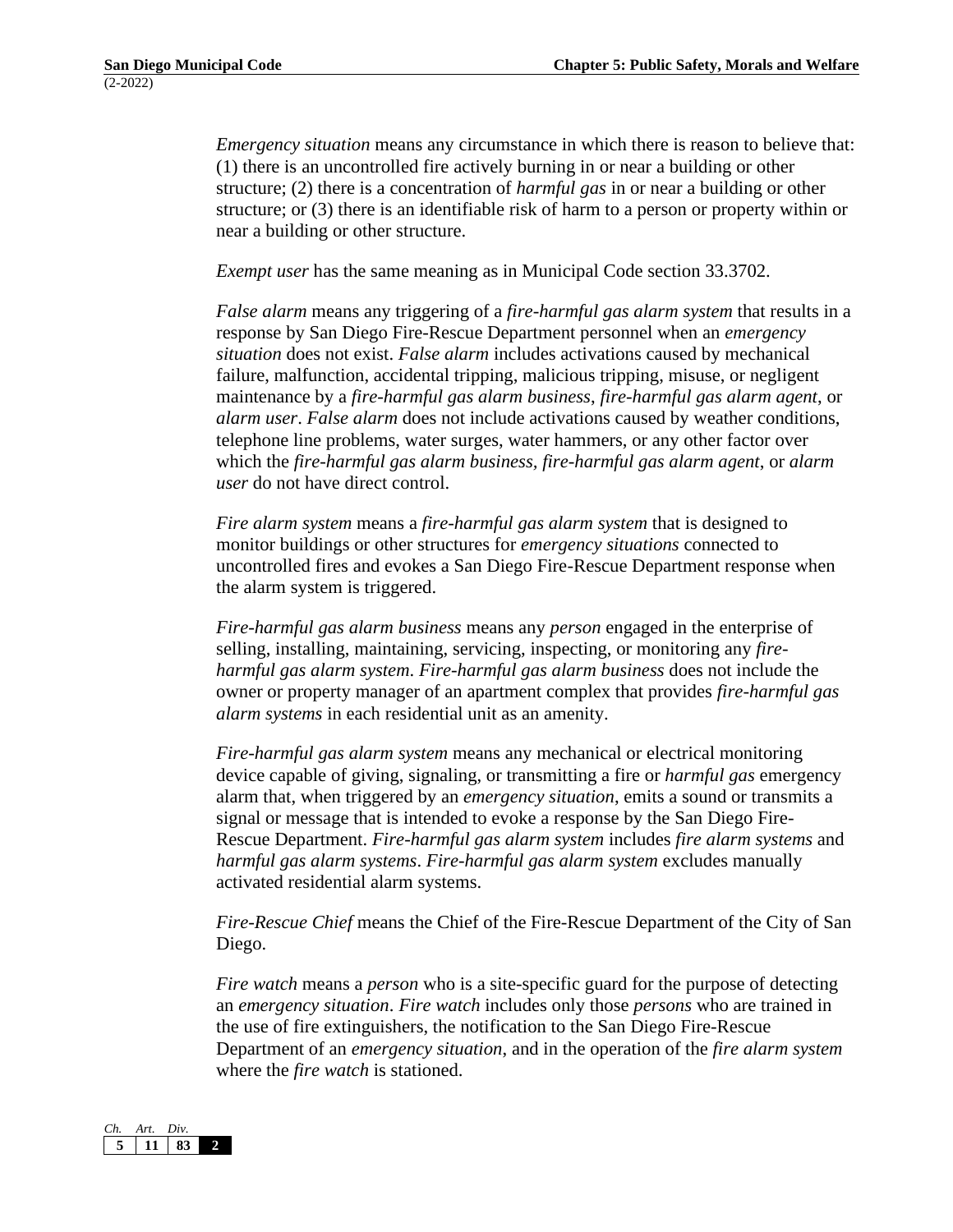*Emergency situation* means any circumstance in which there is reason to believe that: (1) there is an uncontrolled fire actively burning in or near a building or other structure; (2) there is a concentration of *harmful gas* in or near a building or other structure; or (3) there is an identifiable risk of harm to a person or property within or near a building or other structure.

*Exempt user* has the same meaning as in Municipal Code section 33.3702.

*False alarm* means any triggering of a *fire-harmful gas alarm system* that results in a response by San Diego Fire-Rescue Department personnel when an *emergency situation* does not exist. *False alarm* includes activations caused by mechanical failure, malfunction, accidental tripping, malicious tripping, misuse, or negligent maintenance by a *fire-harmful gas alarm business*, *fire-harmful gas alarm agent*, or *alarm user*. *False alarm* does not include activations caused by weather conditions, telephone line problems, water surges, water hammers, or any other factor over which the *fire-harmful gas alarm business*, *fire-harmful gas alarm agent*, or *alarm user* do not have direct control.

*Fire alarm system* means a *fire-harmful gas alarm system* that is designed to monitor buildings or other structures for *emergency situations* connected to uncontrolled fires and evokes a San Diego Fire-Rescue Department response when the alarm system is triggered.

*Fire-harmful gas alarm business* means any *person* engaged in the enterprise of selling, installing, maintaining, servicing, inspecting, or monitoring any *fire-harmful gas alarm system*. *Fire-harmful gas alarm business* does not include the owner or property manager of an apartment complex that provides *fire-harmful gas alarm systems* in each residential unit as an amenity.

*Fire-harmful gas alarm system* means any mechanical or electrical monitoring device capable of giving, signaling, or transmitting a fire or *harmful gas* emergency alarm that, when triggered by an *emergency situation*, emits a sound or transmits a signal or message that is intended to evoke a response by the San Diego Fire-Rescue Department. *Fire-harmful gas alarm system* includes *fire alarm systems* and *harmful gas alarm systems*. *Fire-harmful gas alarm system* excludes manually activated residential alarm systems.

*Fire-Rescue Chief* means the Chief of the Fire-Rescue Department of the City of San Diego.

*Fire watch* means a *person* who is a site-specific guard for the purpose of detecting an *emergency situation*. *Fire watch* includes only those *persons* who are trained in the use of fire extinguishers, the notification to the San Diego Fire-Rescue Department of an *emergency situation*, and in the operation of the *fire alarm system* where the *fire watch* is stationed.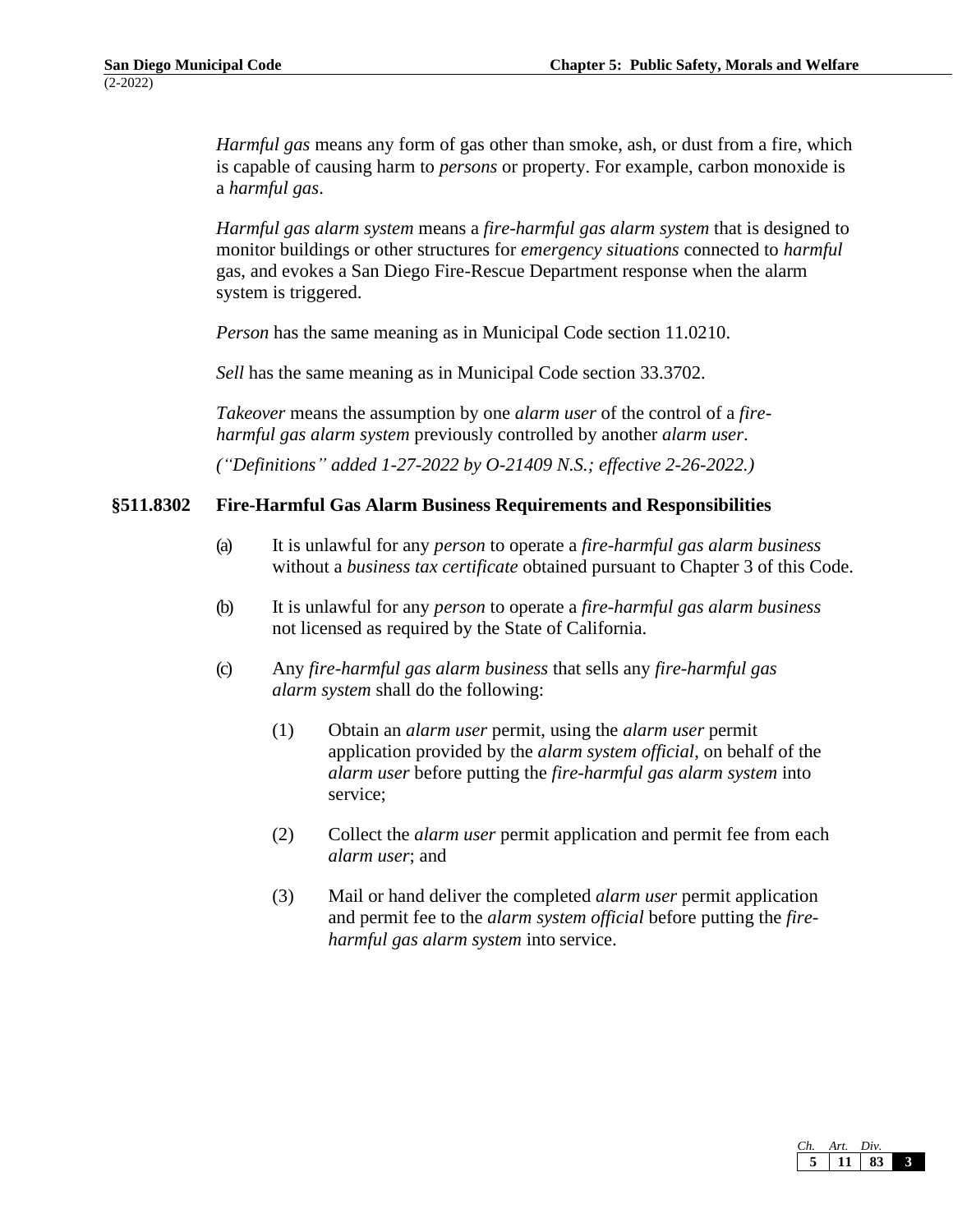*Harmful gas* means any form of gas other than smoke, ash, or dust from a fire, which is capable of causing harm to *persons* or property. For example, carbon monoxide is a *harmful gas*.

*Harmful gas alarm system* means a *fire-harmful gas alarm system* that is designed to monitor buildings or other structures for *emergency situations* connected to *harmful* gas, and evokes a San Diego Fire-Rescue Department response when the alarm system is triggered.

*Person* has the same meaning as in Municipal Code section 11.0210.

*Sell* has the same meaning as in Municipal Code section 33.3702.

*Takeover* means the assumption by one *alarm user* of the control of a *fire-harmful gas alarm system* previously controlled by another *alarm user*.

*("Definitions" added 1-27-2022 by O-21409 N.S.; effective 2-26-2022.)*

### §511.8302 Fire-Harmful Gas Alarm Business Requirements and Responsibilities

(a) It is unlawful for any *person* to operate a *fire-harmful gas alarm business* without a *business tax certificate* obtained pursuant to Chapter 3 of this Code.

(b) It is unlawful for any *person* to operate a *fire-harmful gas alarm business* not licensed as required by the State of California.

(c) Any *fire-harmful gas alarm business* that sells any *fire-harmful gas alarm system* shall do the following:

(1) Obtain an *alarm user* permit, using the *alarm user* permit application provided by the *alarm system official*, on behalf of the *alarm user* before putting the *fire-harmful gas alarm system* into service;

(2) Collect the *alarm user* permit application and permit fee from each *alarm user*; and

(3) Mail or hand deliver the completed *alarm user* permit application and permit fee to the *alarm system official* before putting the *fire-harmful gas alarm system* into service.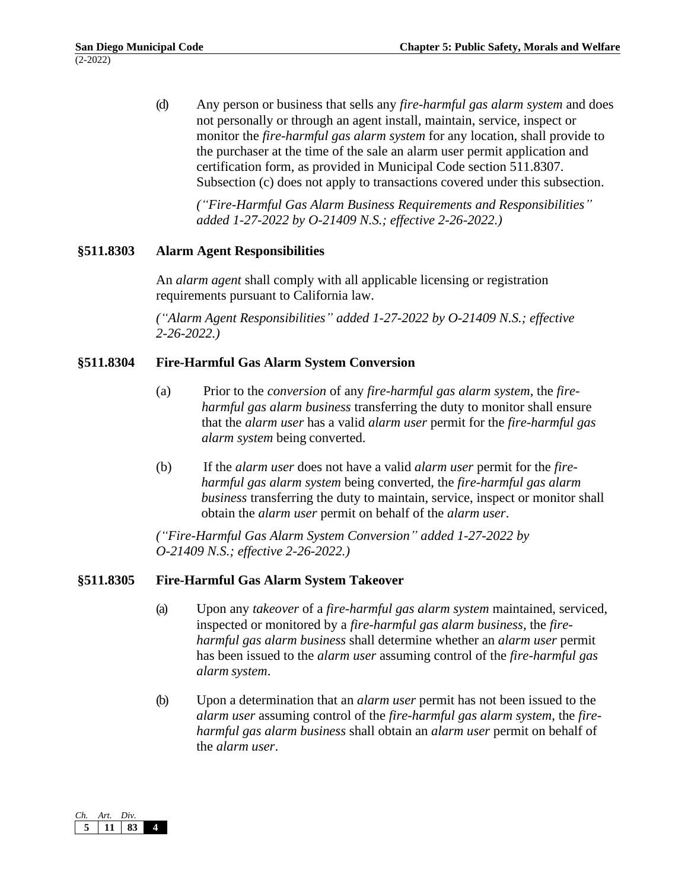(d) Any person or business that sells any *fire-harmful gas alarm system* and does not personally or through an agent install, maintain, service, inspect or monitor the *fire-harmful gas alarm system* for any location, shall provide to the purchaser at the time of the sale an alarm user permit application and certification form, as provided in Municipal Code section 511.8307. Subsection (c) does not apply to transactions covered under this subsection.

*("Fire-Harmful Gas Alarm Business Requirements and Responsibilities" added 1-27-2022 by O-21409 N.S.; effective 2-26-2022.)*

### §511.8303 Alarm Agent Responsibilities

An *alarm agent* shall comply with all applicable licensing or registration requirements pursuant to California law.

*("Alarm Agent Responsibilities" added 1-27-2022 by O-21409 N.S.; effective 2-26-2022.)*

### §511.8304 Fire-Harmful Gas Alarm System Conversion

(a) Prior to the *conversion* of any *fire-harmful gas alarm system*, the *fire-harmful gas alarm business* transferring the duty to monitor shall ensure that the *alarm user* has a valid *alarm user* permit for the *fire-harmful gas alarm system* being converted.

(b) If the *alarm user* does not have a valid *alarm user* permit for the *fire-harmful gas alarm system* being converted, the *fire-harmful gas alarm business* transferring the duty to maintain, service, inspect or monitor shall obtain the *alarm user* permit on behalf of the *alarm user*.

*("Fire-Harmful Gas Alarm System Conversion" added 1-27-2022 by O-21409 N.S.; effective 2-26-2022.)*

### §511.8305 Fire-Harmful Gas Alarm System Takeover

(a) Upon any *takeover* of a *fire-harmful gas alarm system* maintained, serviced, inspected or monitored by a *fire-harmful gas alarm business*, the *fire-harmful gas alarm business* shall determine whether an *alarm user* permit has been issued to the *alarm user* assuming control of the *fire-harmful gas alarm system*.

(b) Upon a determination that an *alarm user* permit has not been issued to the *alarm user* assuming control of the *fire-harmful gas alarm system*, the *fire-harmful gas alarm business* shall obtain an *alarm user* permit on behalf of the *alarm user*.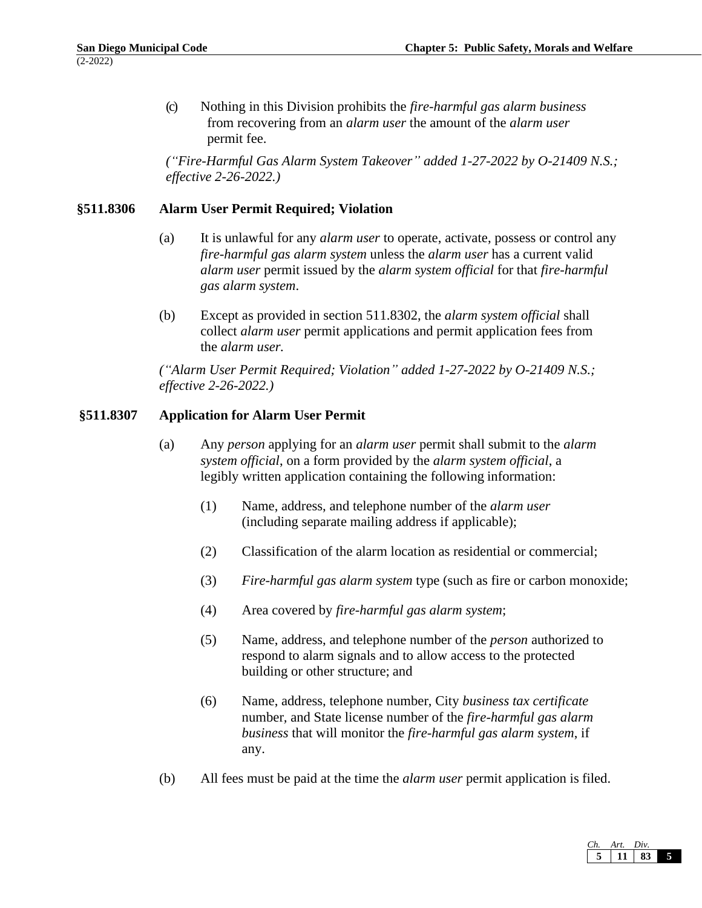(c) Nothing in this Division prohibits the *fire-harmful gas alarm business* from recovering from an *alarm user* the amount of the *alarm user* permit fee.

*("Fire-Harmful Gas Alarm System Takeover" added 1-27-2022 by O-21409 N.S.; effective 2-26-2022.)*

### §511.8306 Alarm User Permit Required; Violation

(a) It is unlawful for any *alarm user* to operate, activate, possess or control any *fire-harmful gas alarm system* unless the *alarm user* has a current valid *alarm user* permit issued by the *alarm system official* for that *fire-harmful gas alarm system*.

(b) Except as provided in section 511.8302, the *alarm system official* shall collect *alarm user* permit applications and permit application fees from the *alarm user.*

*("Alarm User Permit Required; Violation" added 1-27-2022 by O-21409 N.S.; effective 2-26-2022.)*

### §511.8307 Application for Alarm User Permit

(a) Any *person* applying for an *alarm user* permit shall submit to the *alarm system official*, on a form provided by the *alarm system official*, a legibly written application containing the following information:

(1) Name, address, and telephone number of the *alarm user* (including separate mailing address if applicable);

(2) Classification of the alarm location as residential or commercial;

(3) *Fire-harmful gas alarm system* type (such as fire or carbon monoxide;

(4) Area covered by *fire-harmful gas alarm system*;

(5) Name, address, and telephone number of the *person* authorized to respond to alarm signals and to allow access to the protected building or other structure; and

(6) Name, address, telephone number, City *business tax certificate* number, and State license number of the *fire-harmful gas alarm business* that will monitor the *fire-harmful gas alarm system*, if any.

(b) All fees must be paid at the time the *alarm user* permit application is filed.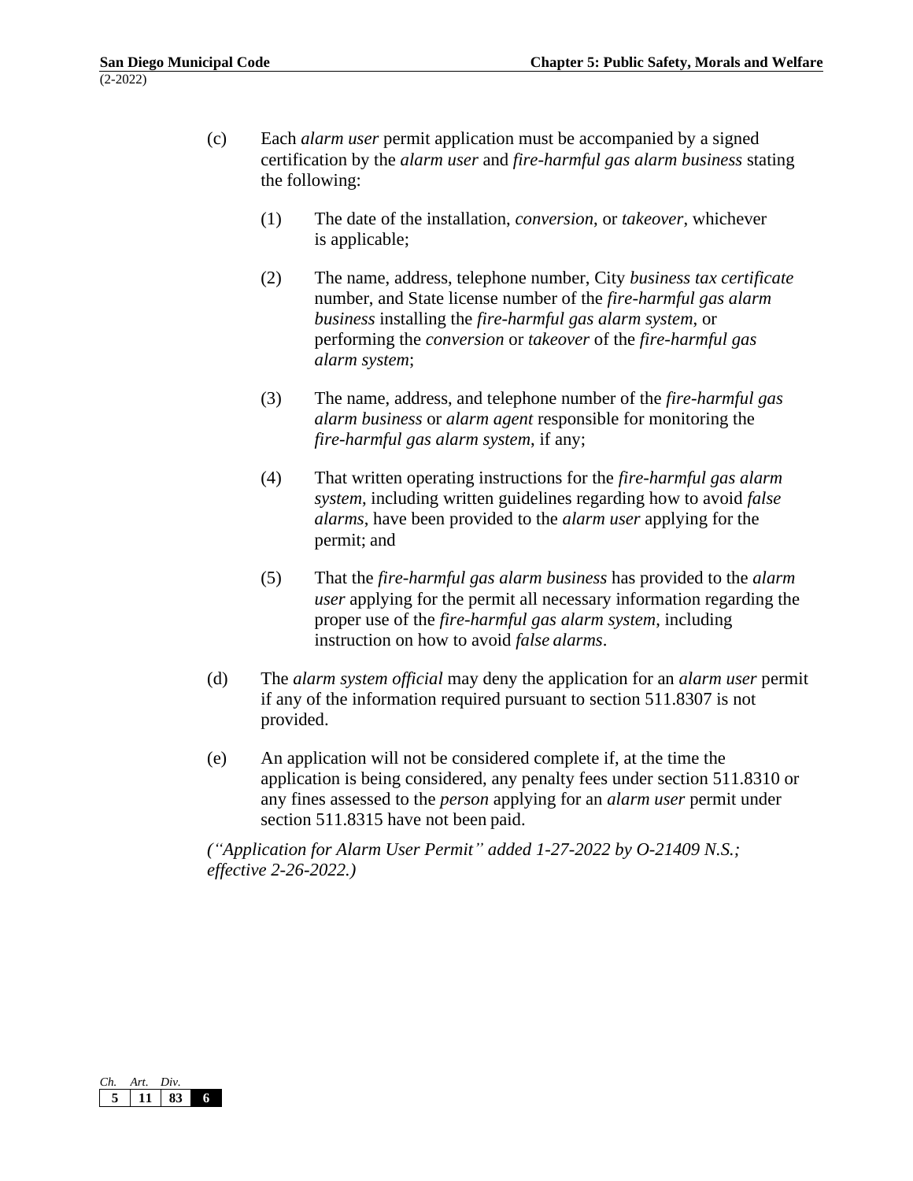(c) Each *alarm user* permit application must be accompanied by a signed certification by the *alarm user* and *fire-harmful gas alarm business* stating the following:

   (1) The date of the installation, *conversion*, or *takeover*, whichever is applicable;

   (2) The name, address, telephone number, City *business tax certificate* number, and State license number of the *fire-harmful gas alarm business* installing the *fire-harmful gas alarm system*, or performing the *conversion* or *takeover* of the *fire-harmful gas alarm system*;

   (3) The name, address, and telephone number of the *fire-harmful gas alarm business* or *alarm agent* responsible for monitoring the *fire-harmful gas alarm system*, if any;

   (4) That written operating instructions for the *fire-harmful gas alarm system*, including written guidelines regarding how to avoid *false alarms*, have been provided to the *alarm user* applying for the permit; and

   (5) That the *fire-harmful gas alarm business* has provided to the *alarm user* applying for the permit all necessary information regarding the proper use of the *fire-harmful gas alarm system*, including instruction on how to avoid *false alarms*.

(d) The *alarm system official* may deny the application for an *alarm user* permit if any of the information required pursuant to section 511.8307 is not provided.

(e) An application will not be considered complete if, at the time the application is being considered, any penalty fees under section 511.8310 or any fines assessed to the *person* applying for an *alarm user* permit under section 511.8315 have not been paid.

*("Application for Alarm User Permit" added 1-27-2022 by O-21409 N.S.; effective 2-26-2022.)*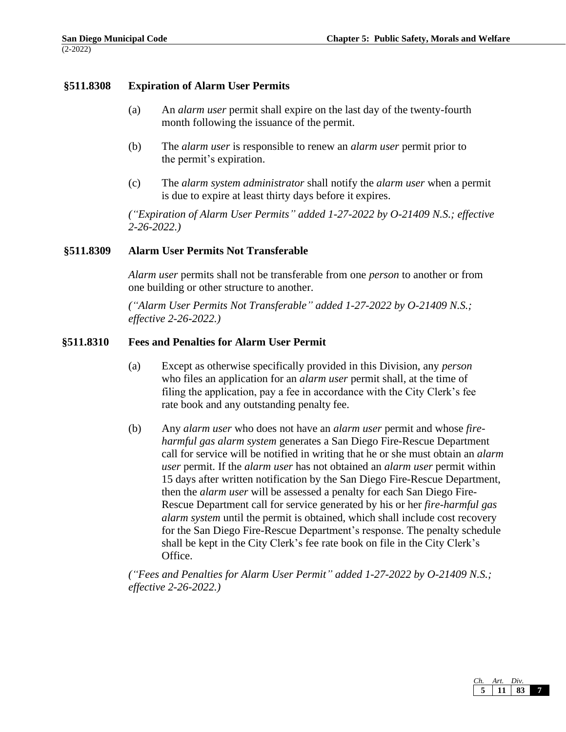### §511.8308 Expiration of Alarm User Permits

(a) An *alarm user* permit shall expire on the last day of the twenty-fourth month following the issuance of the permit.

(b) The *alarm user* is responsible to renew an *alarm user* permit prior to the permit's expiration.

(c) The *alarm system administrator* shall notify the *alarm user* when a permit is due to expire at least thirty days before it expires.

*("Expiration of Alarm User Permits" added 1-27-2022 by O-21409 N.S.; effective 2-26-2022.)*

### §511.8309 Alarm User Permits Not Transferable

*Alarm user* permits shall not be transferable from one *person* to another or from one building or other structure to another.

*("Alarm User Permits Not Transferable" added 1-27-2022 by O-21409 N.S.; effective 2-26-2022.)*

### §511.8310 Fees and Penalties for Alarm User Permit

(a) Except as otherwise specifically provided in this Division, any *person* who files an application for an *alarm user* permit shall, at the time of filing the application, pay a fee in accordance with the City Clerk's fee rate book and any outstanding penalty fee.

(b) Any *alarm user* who does not have an *alarm user* permit and whose *fire-harmful gas alarm system* generates a San Diego Fire-Rescue Department call for service will be notified in writing that he or she must obtain an *alarm user* permit. If the *alarm user* has not obtained an *alarm user* permit within 15 days after written notification by the San Diego Fire-Rescue Department, then the *alarm user* will be assessed a penalty for each San Diego Fire-Rescue Department call for service generated by his or her *fire-harmful gas alarm system* until the permit is obtained, which shall include cost recovery for the San Diego Fire-Rescue Department's response. The penalty schedule shall be kept in the City Clerk's fee rate book on file in the City Clerk's Office.

*("Fees and Penalties for Alarm User Permit" added 1-27-2022 by O-21409 N.S.; effective 2-26-2022.)*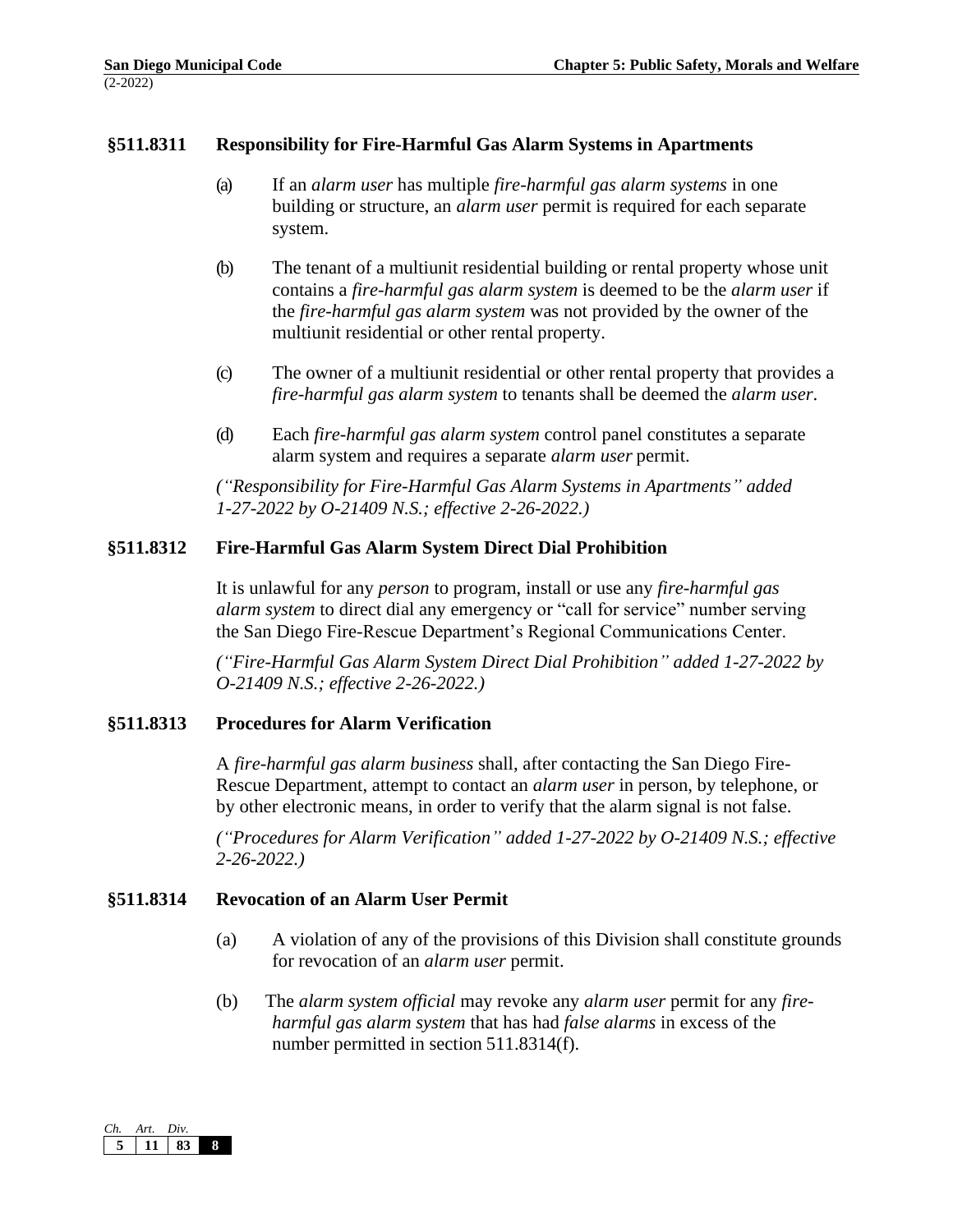### §511.8311 Responsibility for Fire-Harmful Gas Alarm Systems in Apartments

(a) If an *alarm user* has multiple *fire-harmful gas alarm systems* in one building or structure, an *alarm user* permit is required for each separate system.

(b) The tenant of a multiunit residential building or rental property whose unit contains a *fire-harmful gas alarm system* is deemed to be the *alarm user* if the *fire-harmful gas alarm system* was not provided by the owner of the multiunit residential or other rental property.

(c) The owner of a multiunit residential or other rental property that provides a *fire-harmful gas alarm system* to tenants shall be deemed the *alarm user*.

(d) Each *fire-harmful gas alarm system* control panel constitutes a separate alarm system and requires a separate *alarm user* permit.

*("Responsibility for Fire-Harmful Gas Alarm Systems in Apartments" added 1-27-2022 by O-21409 N.S.; effective 2-26-2022.)*

### §511.8312 Fire-Harmful Gas Alarm System Direct Dial Prohibition

It is unlawful for any *person* to program, install or use any *fire-harmful gas alarm system* to direct dial any emergency or "call for service" number serving the San Diego Fire-Rescue Department's Regional Communications Center.

*("Fire-Harmful Gas Alarm System Direct Dial Prohibition" added 1-27-2022 by O-21409 N.S.; effective 2-26-2022.)*

### §511.8313 Procedures for Alarm Verification

A *fire-harmful gas alarm business* shall, after contacting the San Diego Fire-Rescue Department, attempt to contact an *alarm user* in person, by telephone, or by other electronic means, in order to verify that the alarm signal is not false.

*("Procedures for Alarm Verification" added 1-27-2022 by O-21409 N.S.; effective 2-26-2022.)*

### §511.8314 Revocation of an Alarm User Permit

(a) A violation of any of the provisions of this Division shall constitute grounds for revocation of an *alarm user* permit.

(b) The *alarm system official* may revoke any *alarm user* permit for any *fire-harmful gas alarm system* that has had *false alarms* in excess of the number permitted in section 511.8314(f).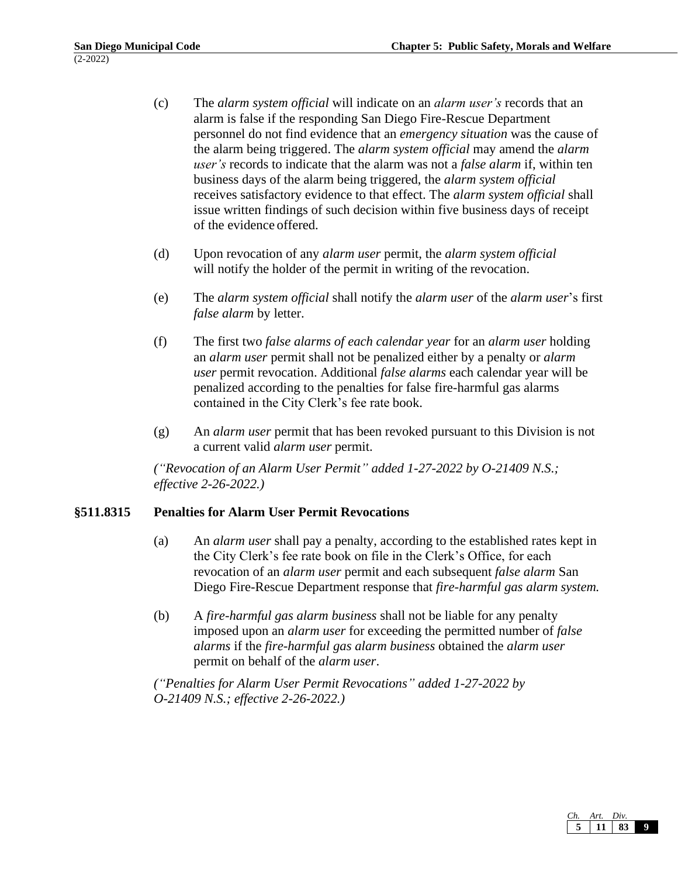(c) The *alarm system official* will indicate on an *alarm user's* records that an alarm is false if the responding San Diego Fire-Rescue Department personnel do not find evidence that an *emergency situation* was the cause of the alarm being triggered. The *alarm system official* may amend the *alarm user's* records to indicate that the alarm was not a *false alarm* if, within ten business days of the alarm being triggered, the *alarm system official* receives satisfactory evidence to that effect. The *alarm system official* shall issue written findings of such decision within five business days of receipt of the evidence offered.

(d) Upon revocation of any *alarm user* permit, the *alarm system official* will notify the holder of the permit in writing of the revocation.

(e) The *alarm system official* shall notify the *alarm user* of the *alarm user*'s first *false alarm* by letter.

(f) The first two *false alarms of each calendar year* for an *alarm user* holding an *alarm user* permit shall not be penalized either by a penalty or *alarm user* permit revocation. Additional *false alarms* each calendar year will be penalized according to the penalties for false fire-harmful gas alarms contained in the City Clerk's fee rate book.

(g) An *alarm user* permit that has been revoked pursuant to this Division is not a current valid *alarm user* permit.

*("Revocation of an Alarm User Permit" added 1-27-2022 by O-21409 N.S.; effective 2-26-2022.)*

### §511.8315 Penalties for Alarm User Permit Revocations

(a) An *alarm user* shall pay a penalty, according to the established rates kept in the City Clerk's fee rate book on file in the Clerk's Office, for each revocation of an *alarm user* permit and each subsequent *false alarm* San Diego Fire-Rescue Department response that *fire-harmful gas alarm system.*

(b) A *fire-harmful gas alarm business* shall not be liable for any penalty imposed upon an *alarm user* for exceeding the permitted number of *false alarms* if the *fire-harmful gas alarm business* obtained the *alarm user* permit on behalf of the *alarm user*.

*("Penalties for Alarm User Permit Revocations" added 1-27-2022 by O-21409 N.S.; effective 2-26-2022.)*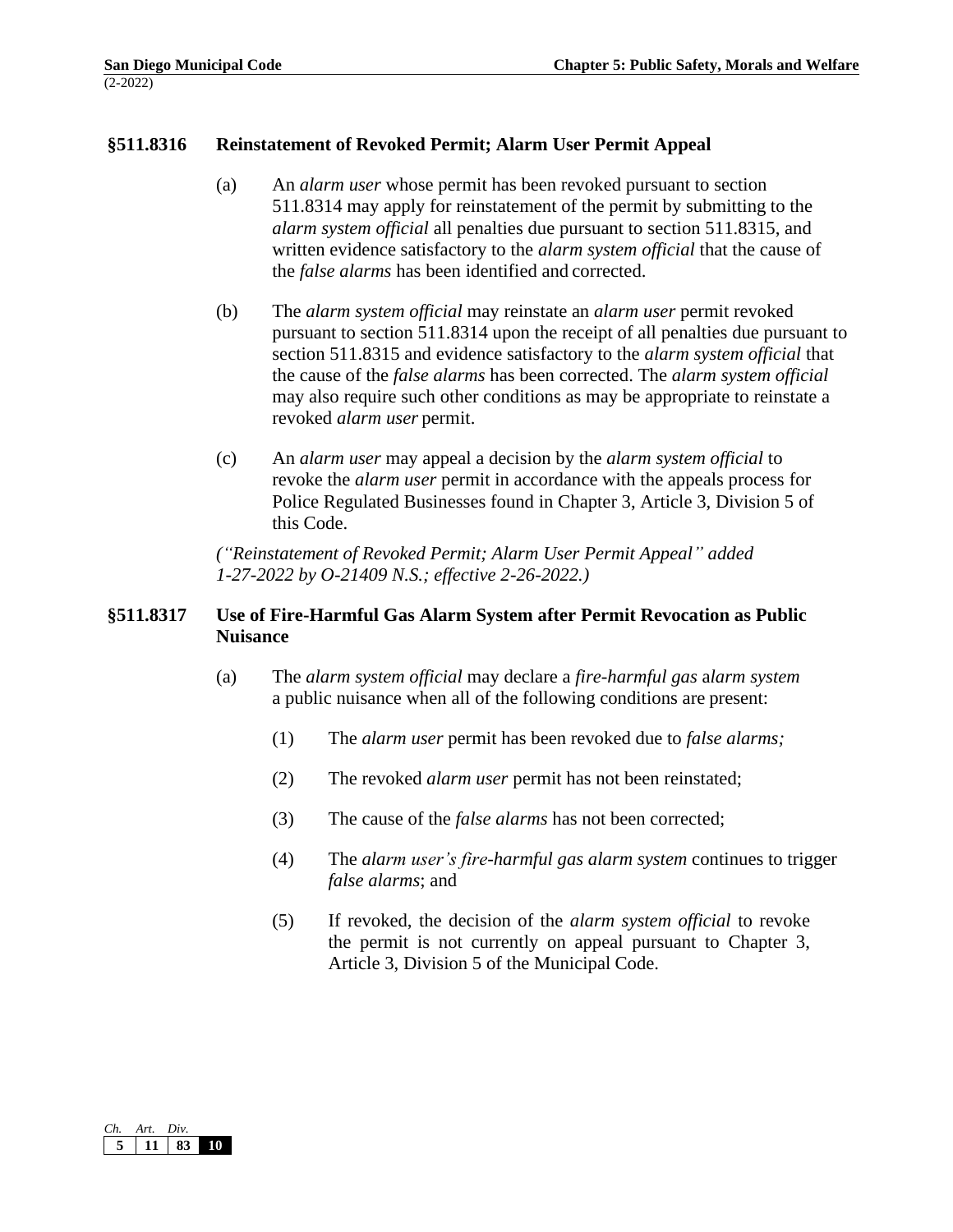## §511.8316 Reinstatement of Revoked Permit; Alarm User Permit Appeal

(a) An *alarm user* whose permit has been revoked pursuant to section 511.8314 may apply for reinstatement of the permit by submitting to the *alarm system official* all penalties due pursuant to section 511.8315, and written evidence satisfactory to the *alarm system official* that the cause of the *false alarms* has been identified and corrected.

(b) The *alarm system official* may reinstate an *alarm user* permit revoked pursuant to section 511.8314 upon the receipt of all penalties due pursuant to section 511.8315 and evidence satisfactory to the *alarm system official* that the cause of the *false alarms* has been corrected. The *alarm system official* may also require such other conditions as may be appropriate to reinstate a revoked *alarm user* permit.

(c) An *alarm user* may appeal a decision by the *alarm system official* to revoke the *alarm user* permit in accordance with the appeals process for Police Regulated Businesses found in Chapter 3, Article 3, Division 5 of this Code.

*("Reinstatement of Revoked Permit; Alarm User Permit Appeal" added 1-27-2022 by O-21409 N.S.; effective 2-26-2022.)*

## §511.8317 Use of Fire-Harmful Gas Alarm System after Permit Revocation as Public Nuisance

(a) The *alarm system official* may declare a *fire-harmful gas alarm system* a public nuisance when all of the following conditions are present:

(1) The *alarm user* permit has been revoked due to *false alarms;*

(2) The revoked *alarm user* permit has not been reinstated;

(3) The cause of the *false alarms* has not been corrected;

(4) The *alarm user's fire-harmful gas alarm system* continues to trigger *false alarms*; and

(5) If revoked, the decision of the *alarm system official* to revoke the permit is not currently on appeal pursuant to Chapter 3, Article 3, Division 5 of the Municipal Code.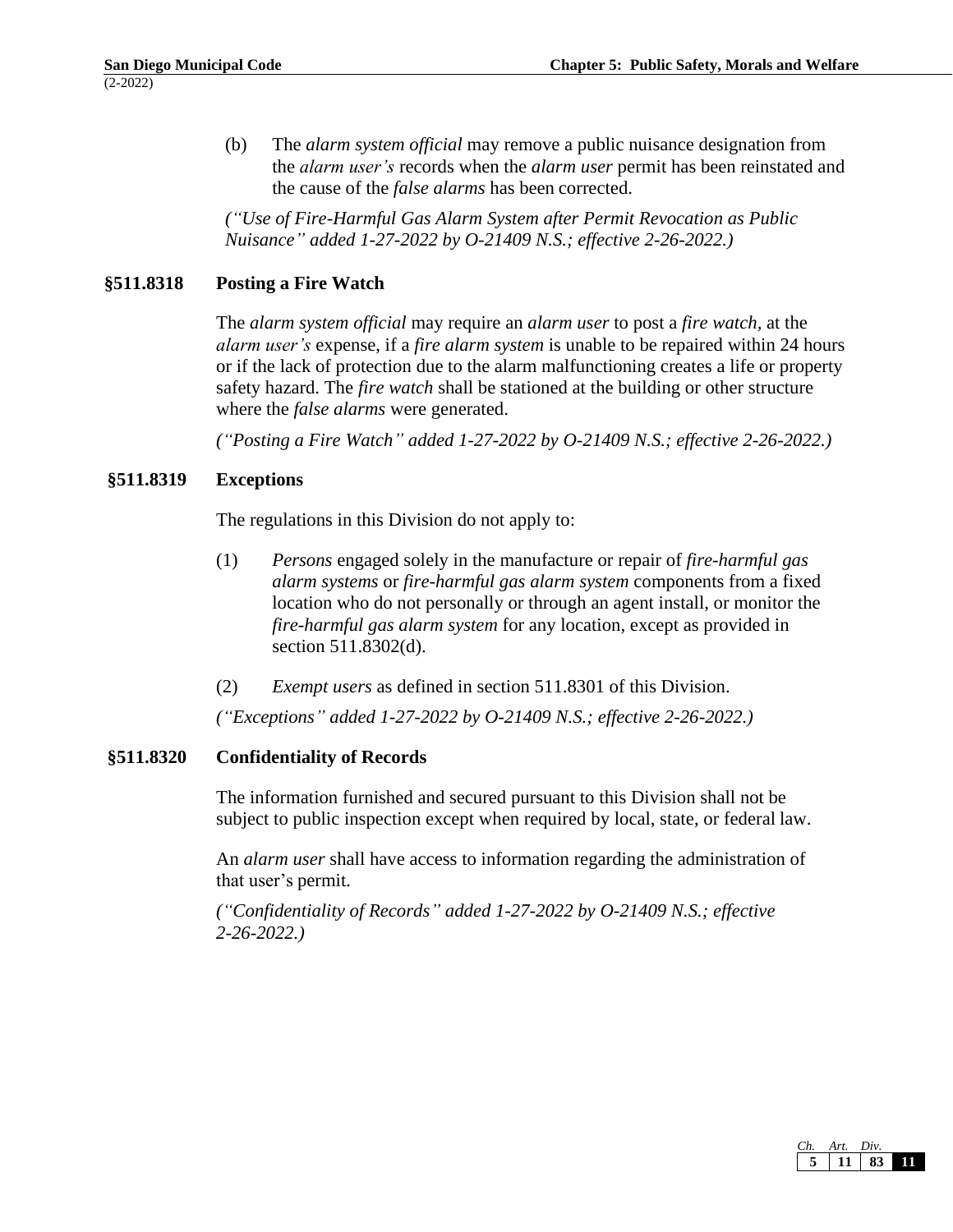(b) The *alarm system official* may remove a public nuisance designation from the *alarm user's* records when the *alarm user* permit has been reinstated and the cause of the *false alarms* has been corrected.

*("Use of Fire-Harmful Gas Alarm System after Permit Revocation as Public Nuisance" added 1-27-2022 by O-21409 N.S.; effective 2-26-2022.)*

### §511.8318 Posting a Fire Watch

The *alarm system official* may require an *alarm user* to post a *fire watch,* at the *alarm user's* expense, if a *fire alarm system* is unable to be repaired within 24 hours or if the lack of protection due to the alarm malfunctioning creates a life or property safety hazard. The *fire watch* shall be stationed at the building or other structure where the *false alarms* were generated.

*("Posting a Fire Watch" added 1-27-2022 by O-21409 N.S.; effective 2-26-2022.)*

### §511.8319 Exceptions

The regulations in this Division do not apply to:

(1) *Persons* engaged solely in the manufacture or repair of *fire-harmful gas alarm systems* or *fire-harmful gas alarm system* components from a fixed location who do not personally or through an agent install, or monitor the *fire-harmful gas alarm system* for any location, except as provided in section 511.8302(d).

(2) *Exempt users* as defined in section 511.8301 of this Division.

*("Exceptions" added 1-27-2022 by O-21409 N.S.; effective 2-26-2022.)*

### §511.8320 Confidentiality of Records

The information furnished and secured pursuant to this Division shall not be subject to public inspection except when required by local, state, or federal law.

An *alarm user* shall have access to information regarding the administration of that user's permit.

*("Confidentiality of Records" added 1-27-2022 by O-21409 N.S.; effective 2-26-2022.)*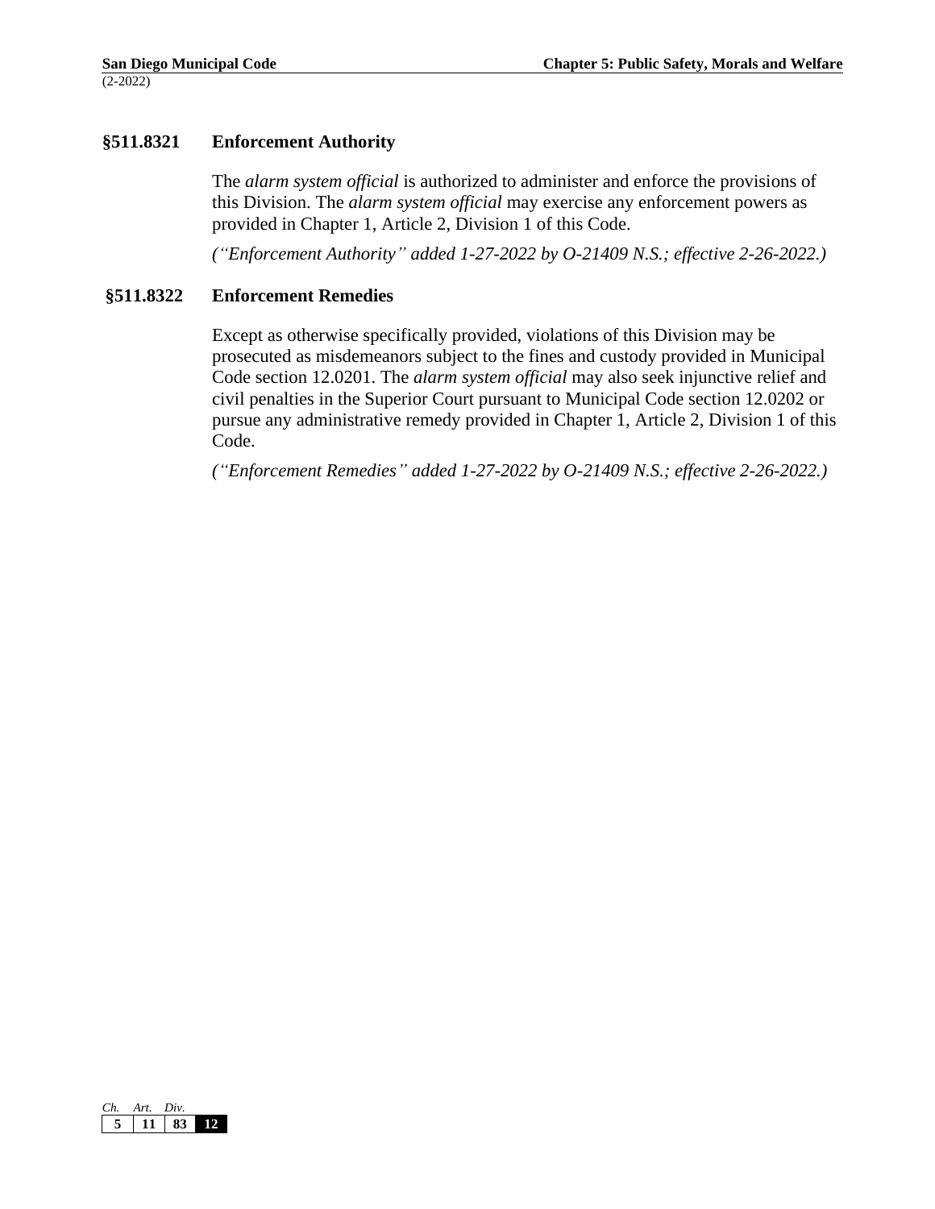## §511.8321 Enforcement Authority

The *alarm system official* is authorized to administer and enforce the provisions of this Division. The *alarm system official* may exercise any enforcement powers as provided in Chapter 1, Article 2, Division 1 of this Code.

*("Enforcement Authority" added 1-27-2022 by O-21409 N.S.; effective 2-26-2022.)*

## §511.8322 Enforcement Remedies

Except as otherwise specifically provided, violations of this Division may be prosecuted as misdemeanors subject to the fines and custody provided in Municipal Code section 12.0201. The *alarm system official* may also seek injunctive relief and civil penalties in the Superior Court pursuant to Municipal Code section 12.0202 or pursue any administrative remedy provided in Chapter 1, Article 2, Division 1 of this Code.

*("Enforcement Remedies" added 1-27-2022 by O-21409 N.S.; effective 2-26-2022.)*